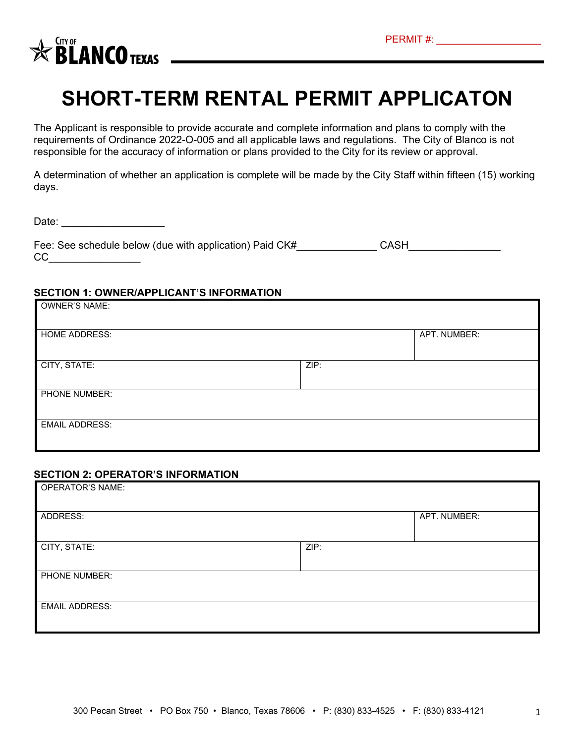CITY OF BLANCO TEXAS

PERMIT #: ___________________

# SHORT-TERM RENTAL PERMIT APPLICATON

The Applicant is responsible to provide accurate and complete information and plans to comply with the requirements of Ordinance 2022-O-005 and all applicable laws and regulations. The City of Blanco is not responsible for the accuracy of information or plans provided to the City for its review or approval.

A determination of whether an application is complete will be made by the City Staff within fifteen (15) working days.

Date: ___________________

Fee: See schedule below (due with application) Paid CK#______________ CASH________________ CC________________

### SECTION 1: OWNER/APPLICANT'S INFORMATION

| OWNER'S NAME: | | |
|---|---|---|
| HOME ADDRESS: | | APT. NUMBER: |
| CITY, STATE: | ZIP: | |
| PHONE NUMBER: | | |
| EMAIL ADDRESS: | | |

### SECTION 2: OPERATOR'S INFORMATION

| OPERATOR'S NAME: | | |
|---|---|---|
| ADDRESS: | | APT. NUMBER: |
| CITY, STATE: | ZIP: | |
| PHONE NUMBER: | | |
| EMAIL ADDRESS: | | |

300 Pecan Street • PO Box 750 • Blanco, Texas 78606 • P: (830) 833-4525 • F: (830) 833-4121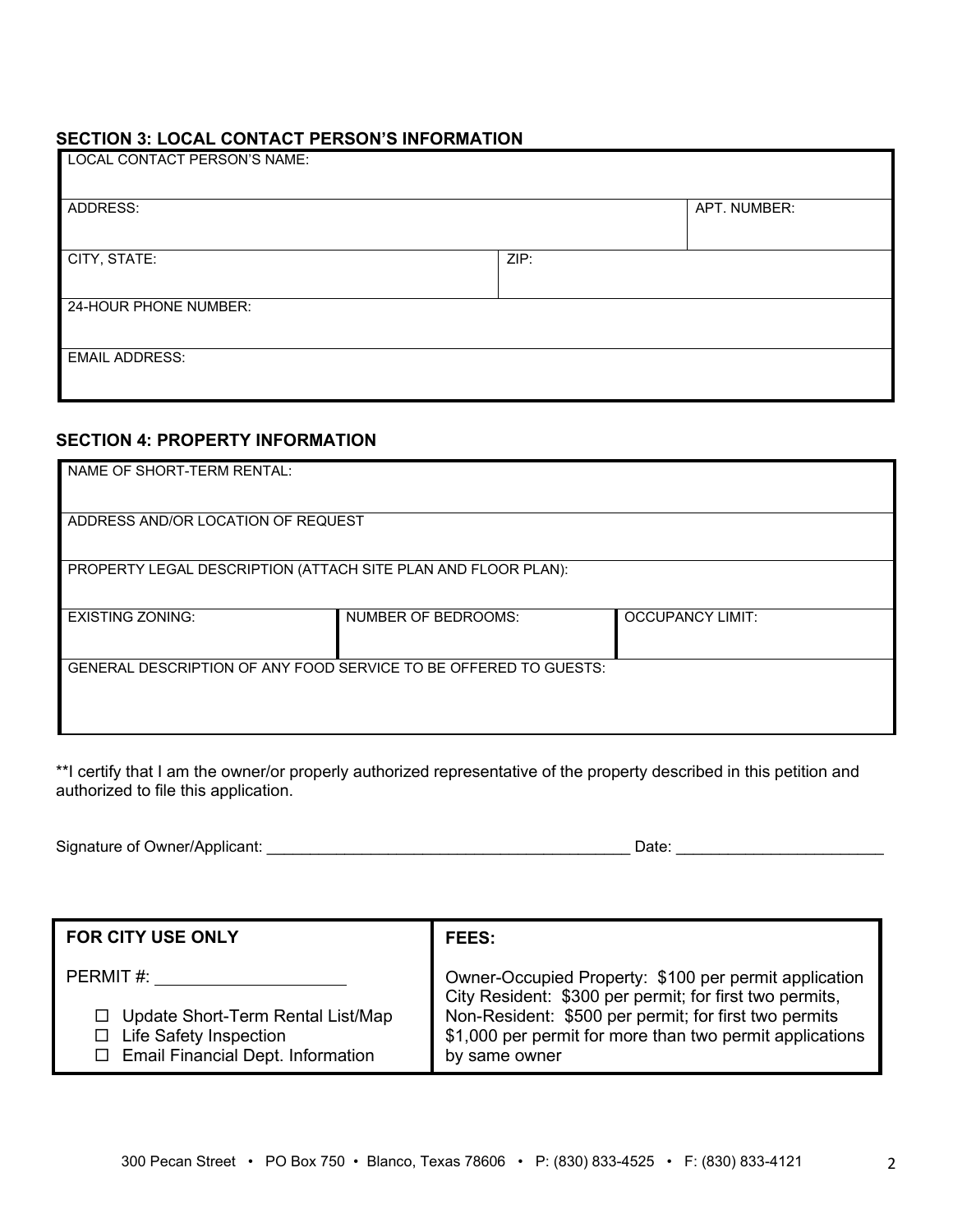## SECTION 3: LOCAL CONTACT PERSON'S INFORMATION

| LOCAL CONTACT PERSON'S NAME: | | |
|---|---|---|
| ADDRESS: | | APT. NUMBER: |
| CITY, STATE: | ZIP: | |
| 24-HOUR PHONE NUMBER: | | |
| EMAIL ADDRESS: | | |

## SECTION 4: PROPERTY INFORMATION

| NAME OF SHORT-TERM RENTAL: | | |
|---|---|---|
| ADDRESS AND/OR LOCATION OF REQUEST | | |
| PROPERTY LEGAL DESCRIPTION (ATTACH SITE PLAN AND FLOOR PLAN): | | |
| EXISTING ZONING: | NUMBER OF BEDROOMS: | OCCUPANCY LIMIT: |
| GENERAL DESCRIPTION OF ANY FOOD SERVICE TO BE OFFERED TO GUESTS: | | |

**I certify that I am the owner/or properly authorized representative of the property described in this petition and authorized to file this application.

Signature of Owner/Applicant: ___________________________________________ Date: ________________________

| **FOR CITY USE ONLY** | **FEES:** |
|---|---|
| PERMIT #: ____________________<br><br>☐ Update Short-Term Rental List/Map<br>☐ Life Safety Inspection<br>☐ Email Financial Dept. Information | Owner-Occupied Property: $100 per permit application<br>City Resident: $300 per permit; for first two permits,<br>Non-Resident: $500 per permit; for first two permits<br>$1,000 per permit for more than two permit applications by same owner |

300 Pecan Street • PO Box 750 • Blanco, Texas 78606 • P: (830) 833-4525 • F: (830) 833-4121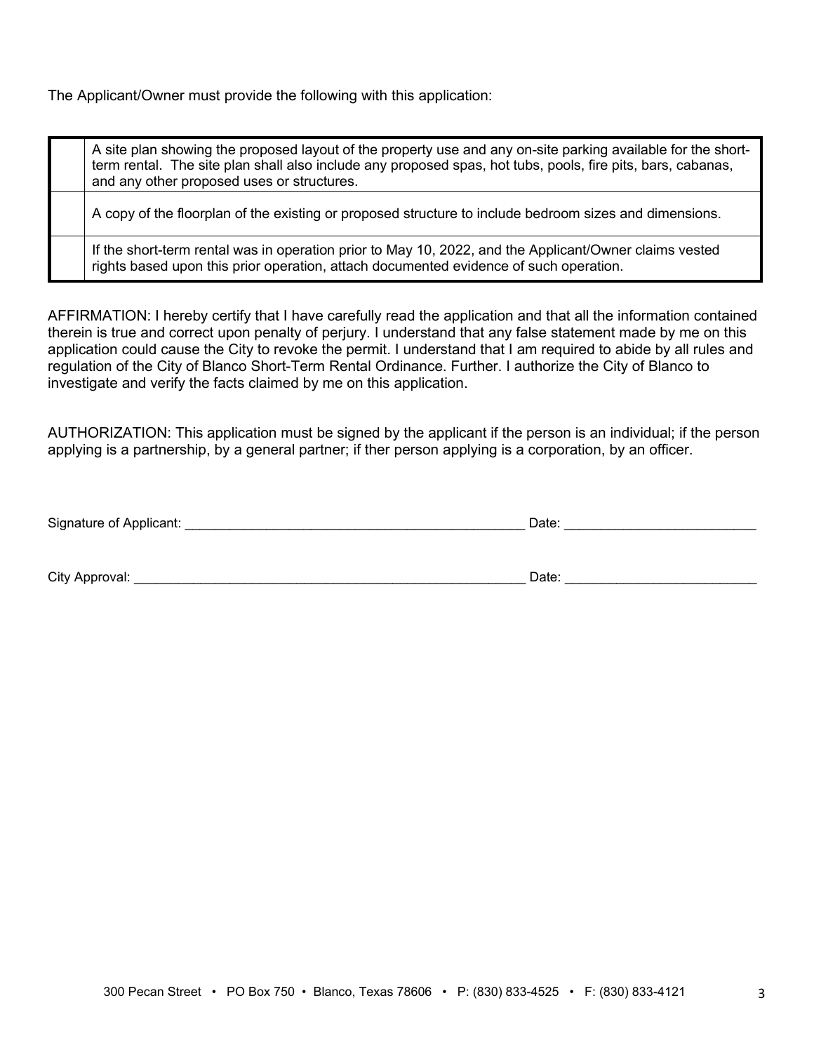The Applicant/Owner must provide the following with this application:

| | |
|---|---|
| | A site plan showing the proposed layout of the property use and any on-site parking available for the short-term rental. The site plan shall also include any proposed spas, hot tubs, pools, fire pits, bars, cabanas, and any other proposed uses or structures. |
| | A copy of the floorplan of the existing or proposed structure to include bedroom sizes and dimensions. |
| | If the short-term rental was in operation prior to May 10, 2022, and the Applicant/Owner claims vested rights based upon this prior operation, attach documented evidence of such operation. |

AFFIRMATION: I hereby certify that I have carefully read the application and that all the information contained therein is true and correct upon penalty of perjury. I understand that any false statement made by me on this application could cause the City to revoke the permit. I understand that I am required to abide by all rules and regulation of the City of Blanco Short-Term Rental Ordinance. Further. I authorize the City of Blanco to investigate and verify the facts claimed by me on this application.

AUTHORIZATION: This application must be signed by the applicant if the person is an individual; if the person applying is a partnership, by a general partner; if ther person applying is a corporation, by an officer.

Signature of Applicant: _________________________________________________ Date: __________________________

City Approval: ______________________________________________________ Date: __________________________

300 Pecan Street • PO Box 750 • Blanco, Texas 78606 • P: (830) 833-4525 • F: (830) 833-4121